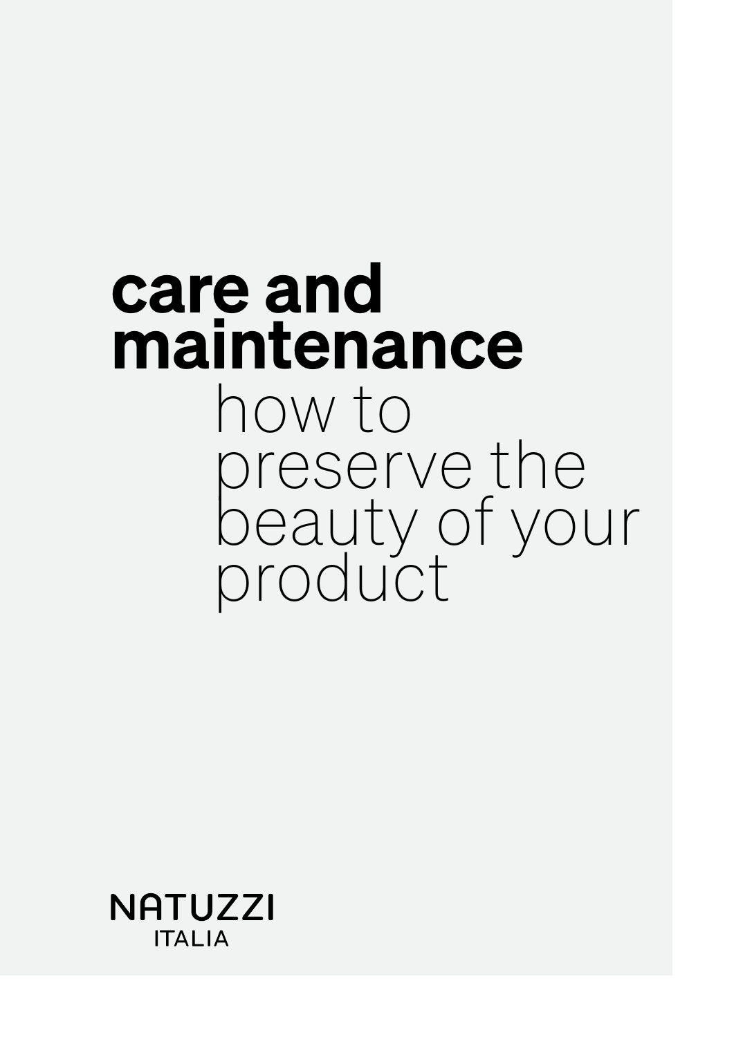# care and maintenance

## how to preserve the beauty of your product

NATUZZI
ITALIA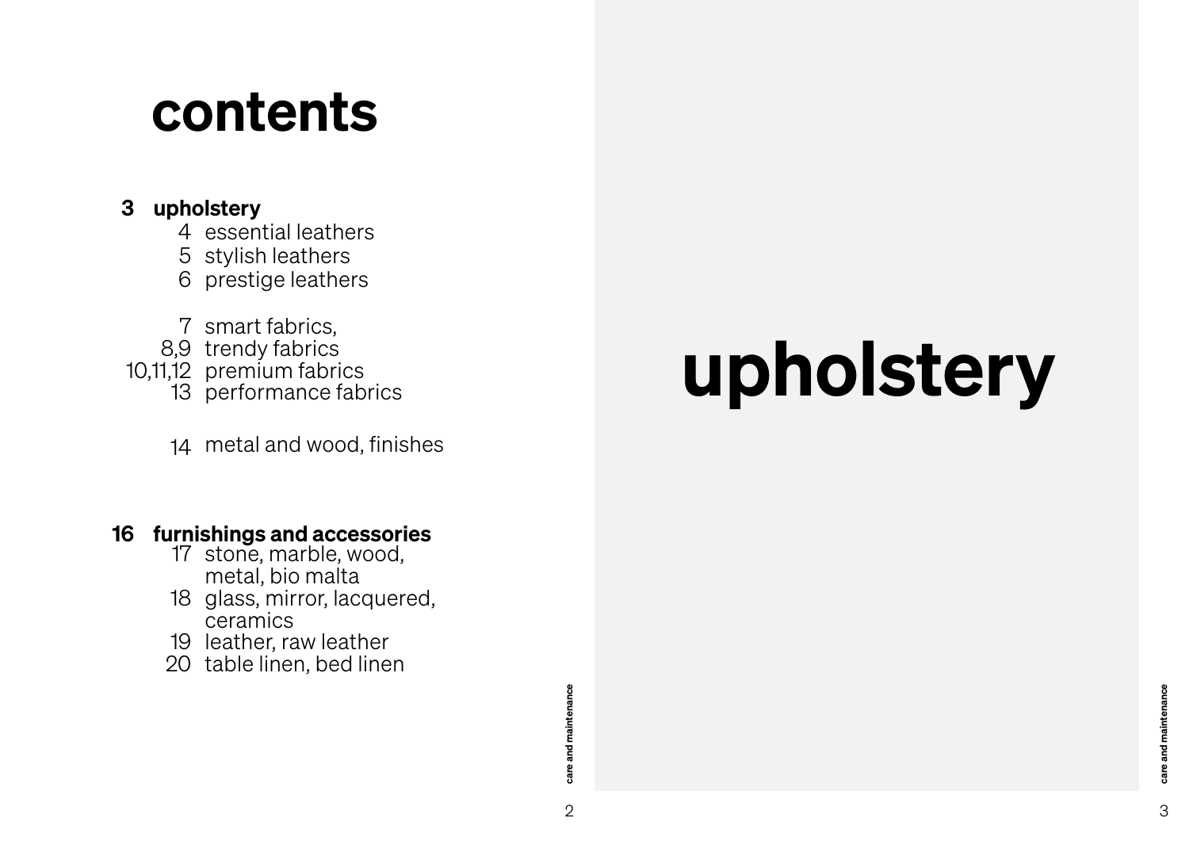# contents

**3 upholstery**

- 4 essential leathers
- 5 stylish leathers
- 6 prestige leathers

- 7 smart fabrics,
- 8,9 trendy fabrics
- 10,11,12 premium fabrics
- 13 performance fabrics

- 14 metal and wood, finishes

**16 furnishings and accessories**

- 17 stone, marble, wood, metal, bio malta
- 18 glass, mirror, lacquered, ceramics
- 19 leather, raw leather
- 20 table linen, bed linen

# upholstery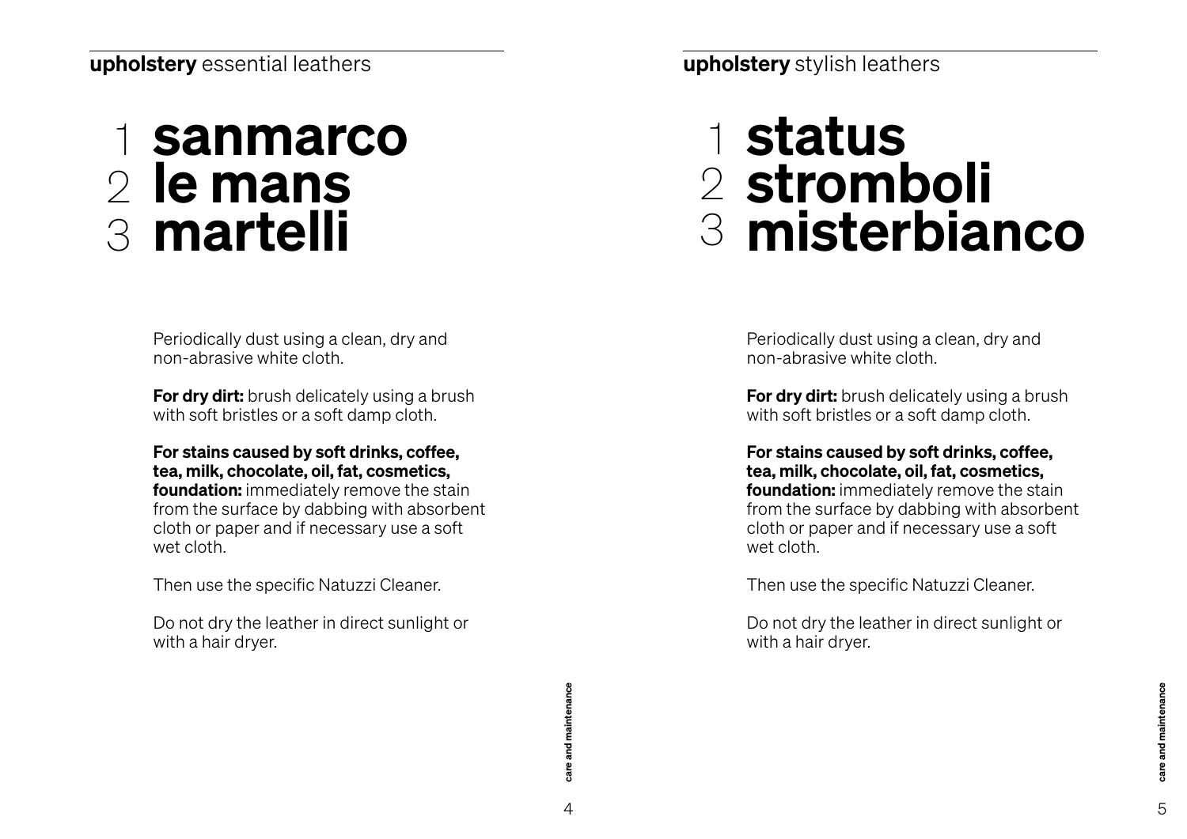**upholstery** essential leathers

# 1 sanmarco
# 2 le mans
# 3 martelli

Periodically dust using a clean, dry and non-abrasive white cloth.

**For dry dirt:** brush delicately using a brush with soft bristles or a soft damp cloth.

**For stains caused by soft drinks, coffee, tea, milk, chocolate, oil, fat, cosmetics, foundation:** immediately remove the stain from the surface by dabbing with absorbent cloth or paper and if necessary use a soft wet cloth.

Then use the specific Natuzzi Cleaner.

Do not dry the leather in direct sunlight or with a hair dryer.

**upholstery** stylish leathers

# 1 status
# 2 stromboli
# 3 misterbianco

Periodically dust using a clean, dry and non-abrasive white cloth.

**For dry dirt:** brush delicately using a brush with soft bristles or a soft damp cloth.

**For stains caused by soft drinks, coffee, tea, milk, chocolate, oil, fat, cosmetics, foundation:** immediately remove the stain from the surface by dabbing with absorbent cloth or paper and if necessary use a soft wet cloth.

Then use the specific Natuzzi Cleaner.

Do not dry the leather in direct sunlight or with a hair dryer.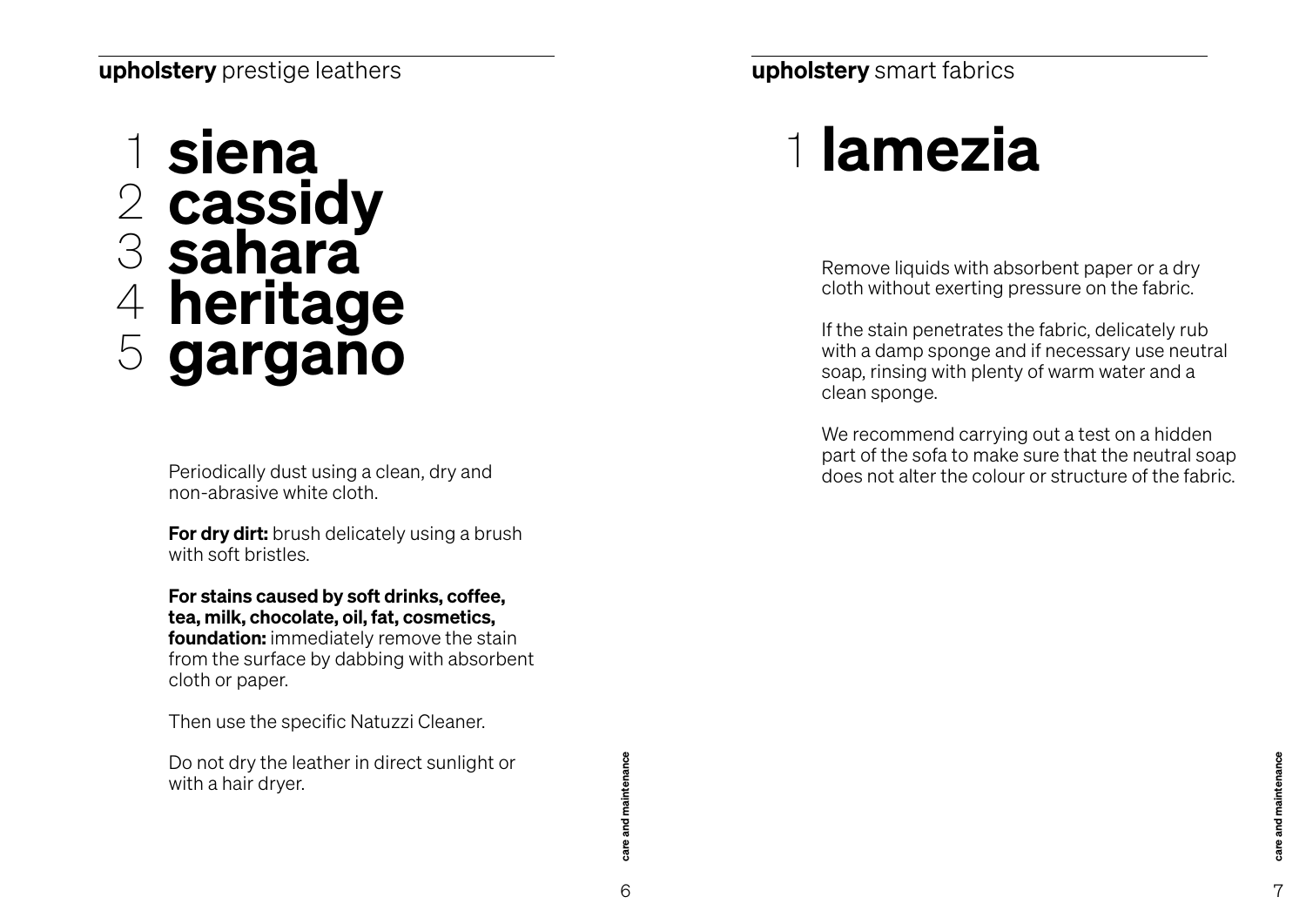## **upholstery** prestige leathers

# 1 siena
# 2 cassidy
# 3 sahara
# 4 heritage
# 5 gargano

Periodically dust using a clean, dry and non-abrasive white cloth.

**For dry dirt:** brush delicately using a brush with soft bristles.

**For stains caused by soft drinks, coffee, tea, milk, chocolate, oil, fat, cosmetics, foundation:** immediately remove the stain from the surface by dabbing with absorbent cloth or paper.

Then use the specific Natuzzi Cleaner.

Do not dry the leather in direct sunlight or with a hair dryer.

## **upholstery** smart fabrics

# 1 lamezia

Remove liquids with absorbent paper or a dry cloth without exerting pressure on the fabric.

If the stain penetrates the fabric, delicately rub with a damp sponge and if necessary use neutral soap, rinsing with plenty of warm water and a clean sponge.

We recommend carrying out a test on a hidden part of the sofa to make sure that the neutral soap does not alter the colour or structure of the fabric.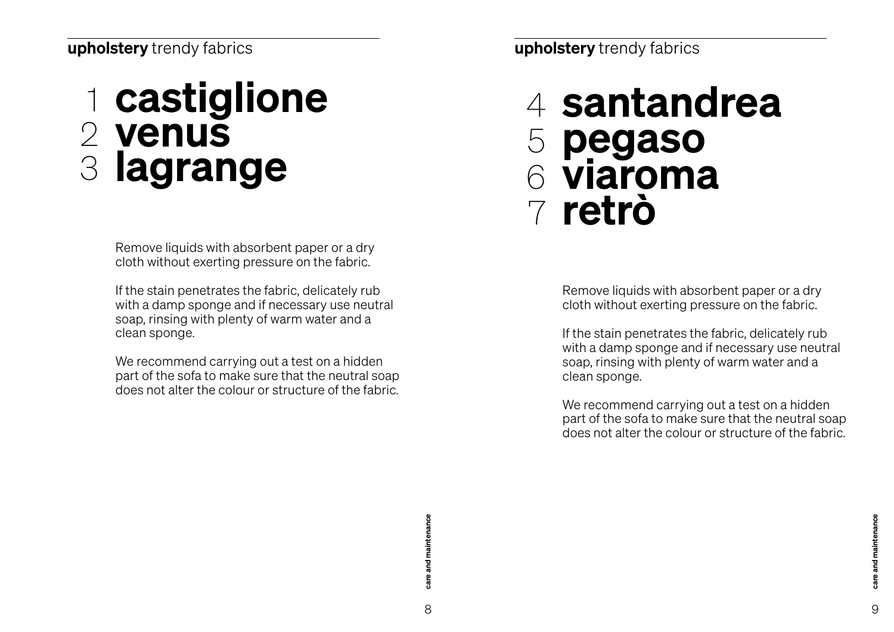**upholstery** trendy fabrics

# 1 castiglione
# 2 venus
# 3 lagrange

Remove liquids with absorbent paper or a dry cloth without exerting pressure on the fabric.

If the stain penetrates the fabric, delicately rub with a damp sponge and if necessary use neutral soap, rinsing with plenty of warm water and a clean sponge.

We recommend carrying out a test on a hidden part of the sofa to make sure that the neutral soap does not alter the colour or structure of the fabric.

**upholstery** trendy fabrics

# 4 santandrea
# 5 pegaso
# 6 viaroma
# 7 retrò

Remove liquids with absorbent paper or a dry cloth without exerting pressure on the fabric.

If the stain penetrates the fabric, delicately rub with a damp sponge and if necessary use neutral soap, rinsing with plenty of warm water and a clean sponge.

We recommend carrying out a test on a hidden part of the sofa to make sure that the neutral soap does not alter the colour or structure of the fabric.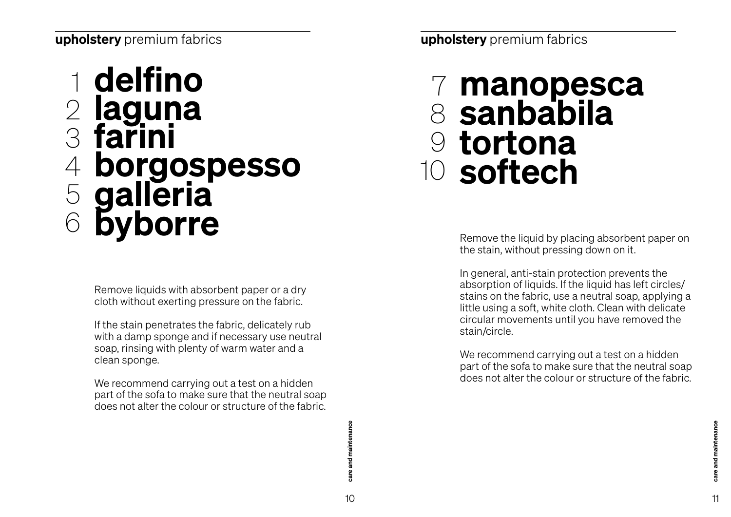**upholstery** premium fabrics

# 1 delfino
# 2 laguna
# 3 farini
# 4 borgospesso
# 5 galleria
# 6 byborre

Remove liquids with absorbent paper or a dry cloth without exerting pressure on the fabric.

If the stain penetrates the fabric, delicately rub with a damp sponge and if necessary use neutral soap, rinsing with plenty of warm water and a clean sponge.

We recommend carrying out a test on a hidden part of the sofa to make sure that the neutral soap does not alter the colour or structure of the fabric.

**upholstery** premium fabrics

# 7 manopesca
# 8 sanbabila
# 9 tortona
# 10 softech

Remove the liquid by placing absorbent paper on the stain, without pressing down on it.

In general, anti-stain protection prevents the absorption of liquids. If the liquid has left circles/stains on the fabric, use a neutral soap, applying a little using a soft, white cloth. Clean with delicate circular movements until you have removed the stain/circle.

We recommend carrying out a test on a hidden part of the sofa to make sure that the neutral soap does not alter the colour or structure of the fabric.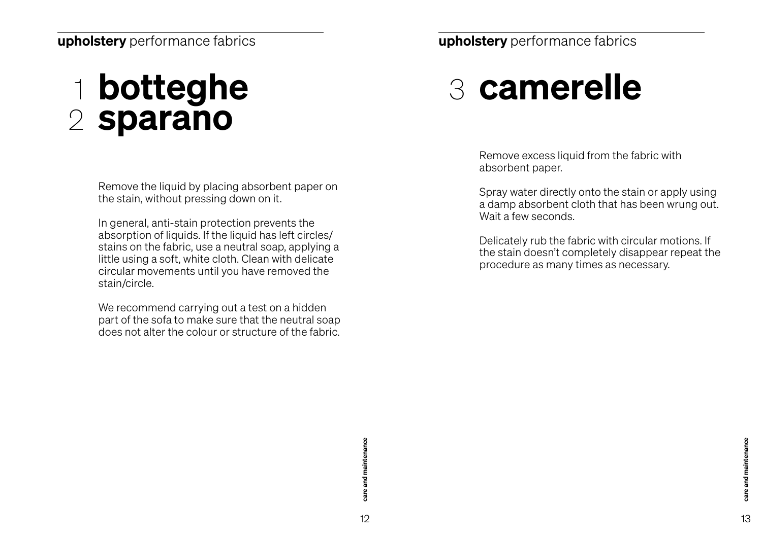**upholstery** performance fabrics

# 1 botteghe
# 2 sparano

Remove the liquid by placing absorbent paper on the stain, without pressing down on it.

In general, anti-stain protection prevents the absorption of liquids. If the liquid has left circles/stains on the fabric, use a neutral soap, applying a little using a soft, white cloth. Clean with delicate circular movements until you have removed the stain/circle.

We recommend carrying out a test on a hidden part of the sofa to make sure that the neutral soap does not alter the colour or structure of the fabric.

**upholstery** performance fabrics

# 3 camerelle

Remove excess liquid from the fabric with absorbent paper.

Spray water directly onto the stain or apply using a damp absorbent cloth that has been wrung out. Wait a few seconds.

Delicately rub the fabric with circular motions. If the stain doesn't completely disappear repeat the procedure as many times as necessary.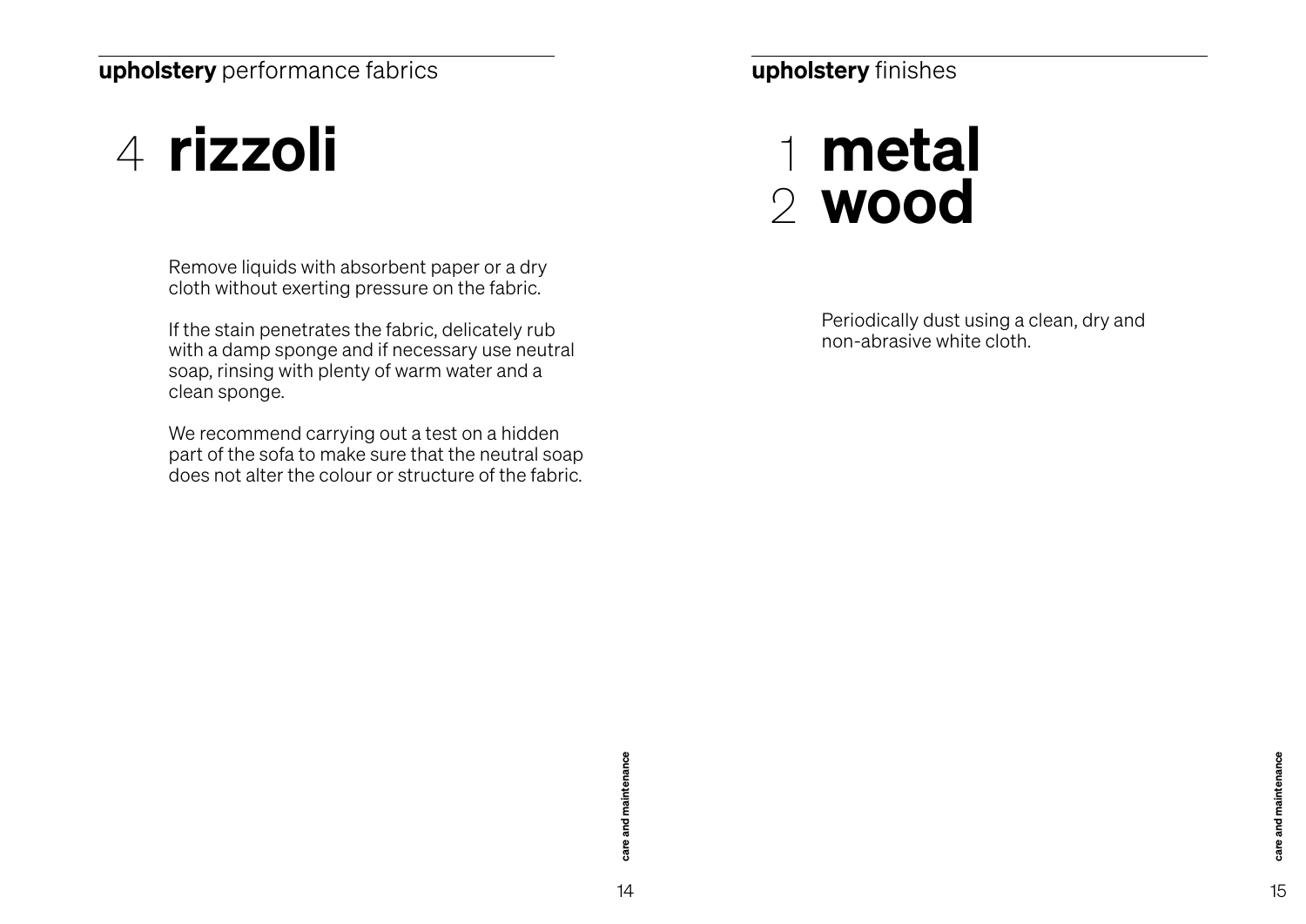**upholstery** performance fabrics

# 4 rizzoli

Remove liquids with absorbent paper or a dry cloth without exerting pressure on the fabric.

If the stain penetrates the fabric, delicately rub with a damp sponge and if necessary use neutral soap, rinsing with plenty of warm water and a clean sponge.

We recommend carrying out a test on a hidden part of the sofa to make sure that the neutral soap does not alter the colour or structure of the fabric.

**upholstery** finishes

# 1 metal
# 2 wood

Periodically dust using a clean, dry and non-abrasive white cloth.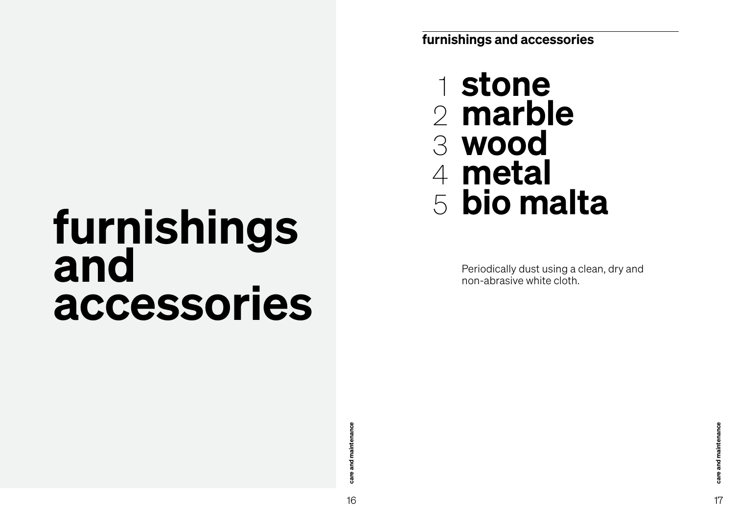# furnishings and accessories

## furnishings and accessories

1. **stone**
2. **marble**
3. **wood**
4. **metal**
5. **bio malta**

Periodically dust using a clean, dry and non-abrasive white cloth.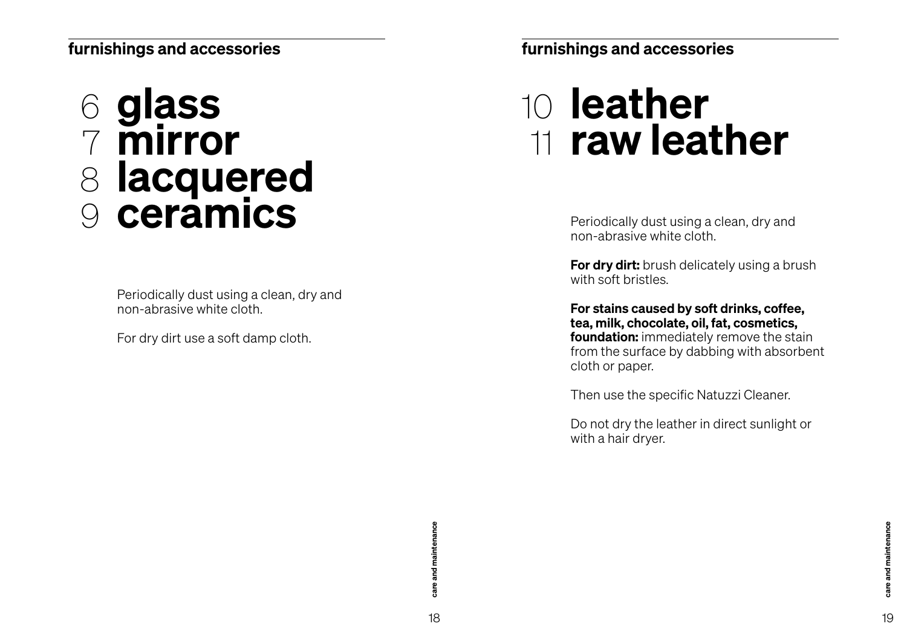## furnishings and accessories

# 6 glass
# 7 mirror
# 8 lacquered
# 9 ceramics

Periodically dust using a clean, dry and non-abrasive white cloth.

For dry dirt use a soft damp cloth.

## furnishings and accessories

# 10 leather
# 11 raw leather

Periodically dust using a clean, dry and non-abrasive white cloth.

**For dry dirt:** brush delicately using a brush with soft bristles.

**For stains caused by soft drinks, coffee, tea, milk, chocolate, oil, fat, cosmetics, foundation:** immediately remove the stain from the surface by dabbing with absorbent cloth or paper.

Then use the specific Natuzzi Cleaner.

Do not dry the leather in direct sunlight or with a hair dryer.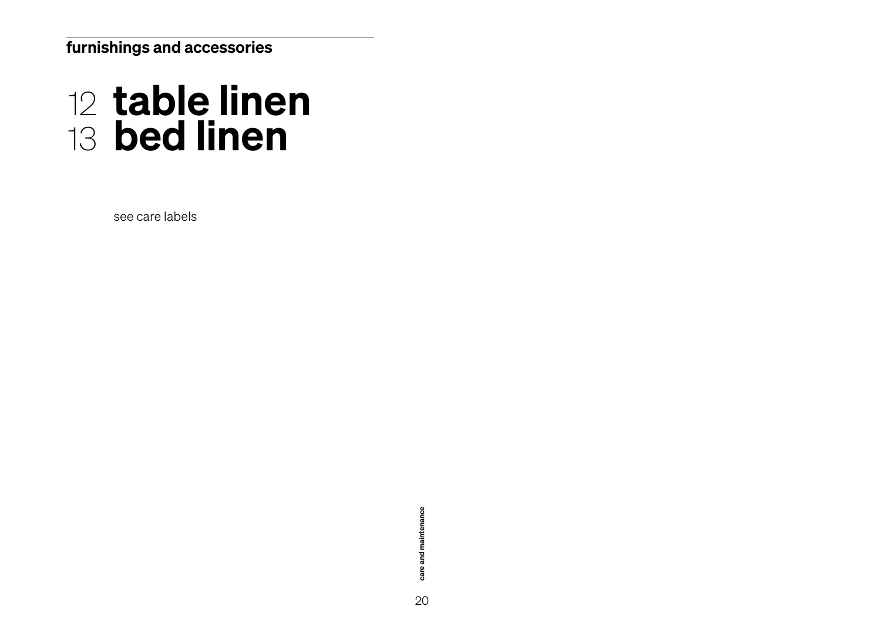**furnishings and accessories**

# 12 table linen
# 13 bed linen

see care labels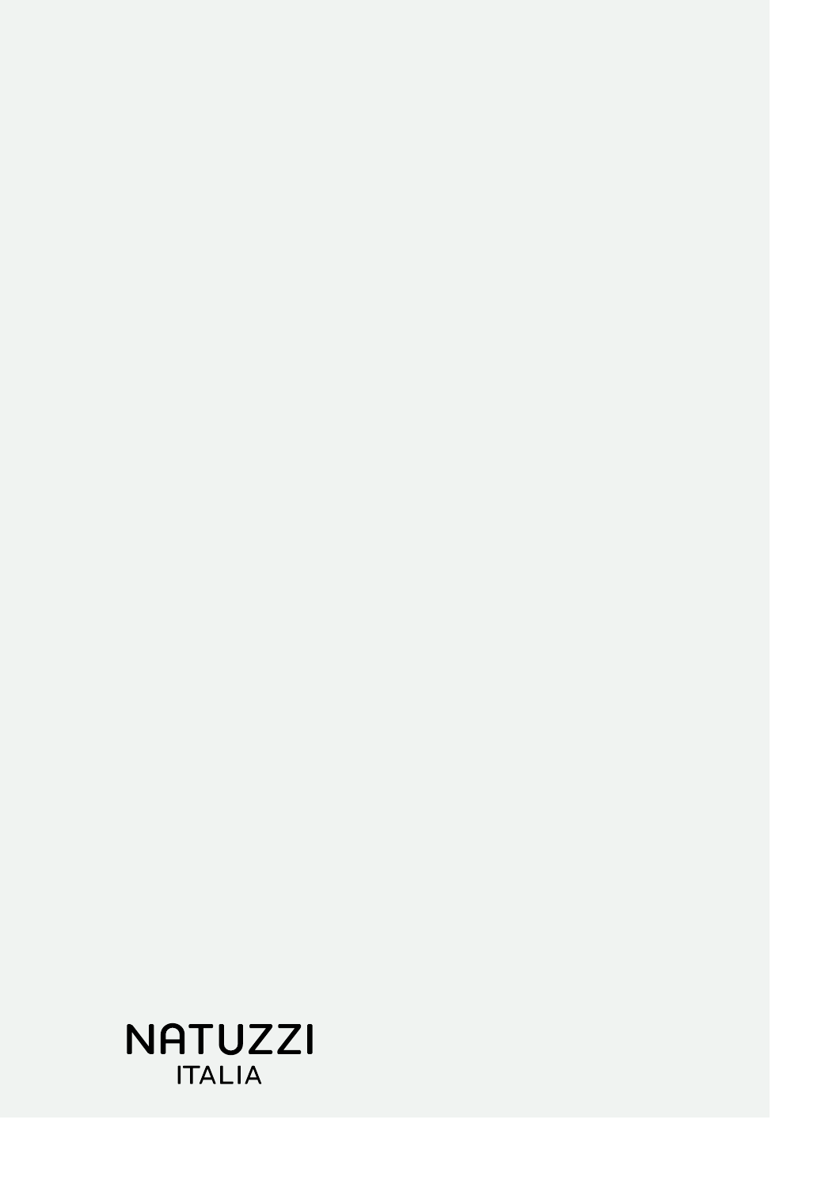NATUZZI

ITALIA